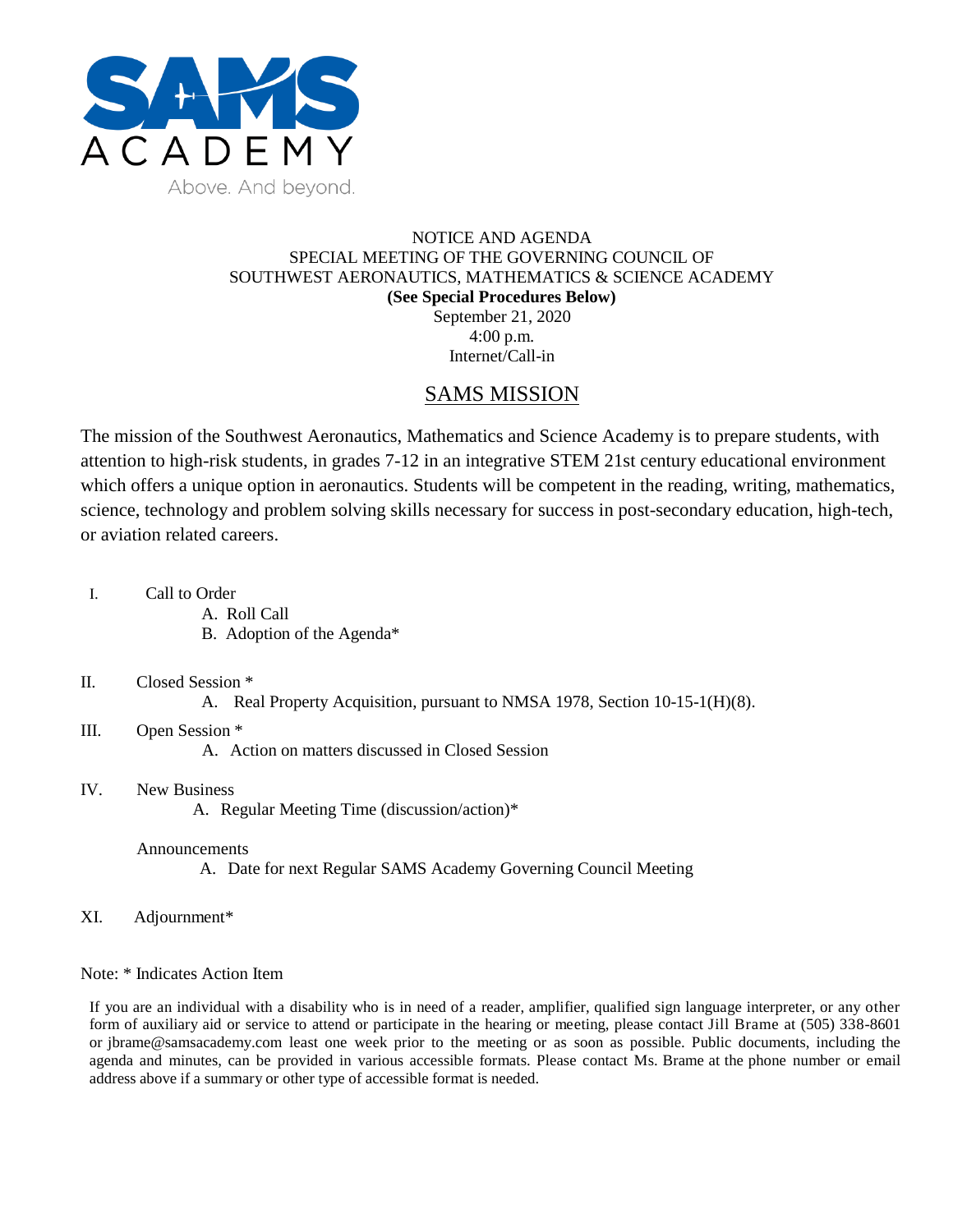SAMS ACADEMY

Above. And beyond.

NOTICE AND AGENDA
SPECIAL MEETING OF THE GOVERNING COUNCIL OF
SOUTHWEST AERONAUTICS, MATHEMATICS & SCIENCE ACADEMY
**(See Special Procedures Below)**
September 21, 2020
4:00 p.m.
Internet/Call-in

## SAMS MISSION

The mission of the Southwest Aeronautics, Mathematics and Science Academy is to prepare students, with attention to high-risk students, in grades 7-12 in an integrative STEM 21st century educational environment which offers a unique option in aeronautics. Students will be competent in the reading, writing, mathematics, science, technology and problem solving skills necessary for success in post-secondary education, high-tech, or aviation related careers.

I. Call to Order
   - A. Roll Call
   - B. Adoption of the Agenda*

II. Closed Session *
   - A. Real Property Acquisition, pursuant to NMSA 1978, Section 10-15-1(H)(8).

III. Open Session *
   - A. Action on matters discussed in Closed Session

IV. New Business
   - A. Regular Meeting Time (discussion/action)*

Announcements
   - A. Date for next Regular SAMS Academy Governing Council Meeting

XI. Adjournment*

Note: * Indicates Action Item

If you are an individual with a disability who is in need of a reader, amplifier, qualified sign language interpreter, or any other form of auxiliary aid or service to attend or participate in the hearing or meeting, please contact Jill Brame at (505) 338-8601 or jbrame@samsacademy.com least one week prior to the meeting or as soon as possible. Public documents, including the agenda and minutes, can be provided in various accessible formats. Please contact Ms. Brame at the phone number or email address above if a summary or other type of accessible format is needed.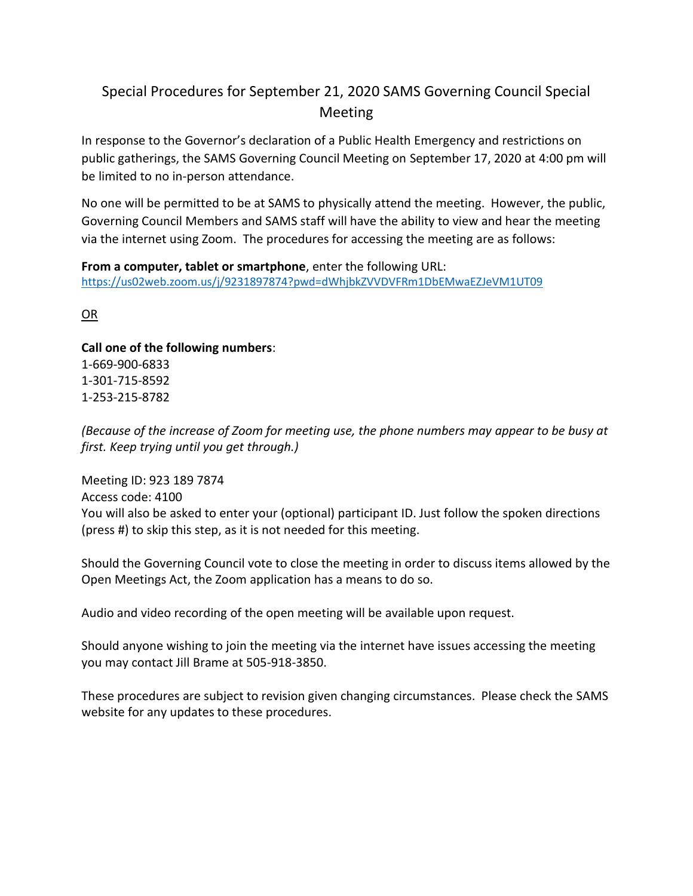# Special Procedures for September 21, 2020 SAMS Governing Council Special Meeting

In response to the Governor's declaration of a Public Health Emergency and restrictions on public gatherings, the SAMS Governing Council Meeting on September 17, 2020 at 4:00 pm will be limited to no in-person attendance.

No one will be permitted to be at SAMS to physically attend the meeting. However, the public, Governing Council Members and SAMS staff will have the ability to view and hear the meeting via the internet using Zoom. The procedures for accessing the meeting are as follows:

**From a computer, tablet or smartphone**, enter the following URL:
https://us02web.zoom.us/j/9231897874?pwd=dWhjbkZVVDVFRm1DbEMwaEZJeVM1UT09

OR

**Call one of the following numbers**:
1-669-900-6833
1-301-715-8592
1-253-215-8782

*(Because of the increase of Zoom for meeting use, the phone numbers may appear to be busy at first. Keep trying until you get through.)*

Meeting ID: 923 189 7874
Access code: 4100
You will also be asked to enter your (optional) participant ID. Just follow the spoken directions (press #) to skip this step, as it is not needed for this meeting.

Should the Governing Council vote to close the meeting in order to discuss items allowed by the Open Meetings Act, the Zoom application has a means to do so.

Audio and video recording of the open meeting will be available upon request.

Should anyone wishing to join the meeting via the internet have issues accessing the meeting you may contact Jill Brame at 505-918-3850.

These procedures are subject to revision given changing circumstances. Please check the SAMS website for any updates to these procedures.